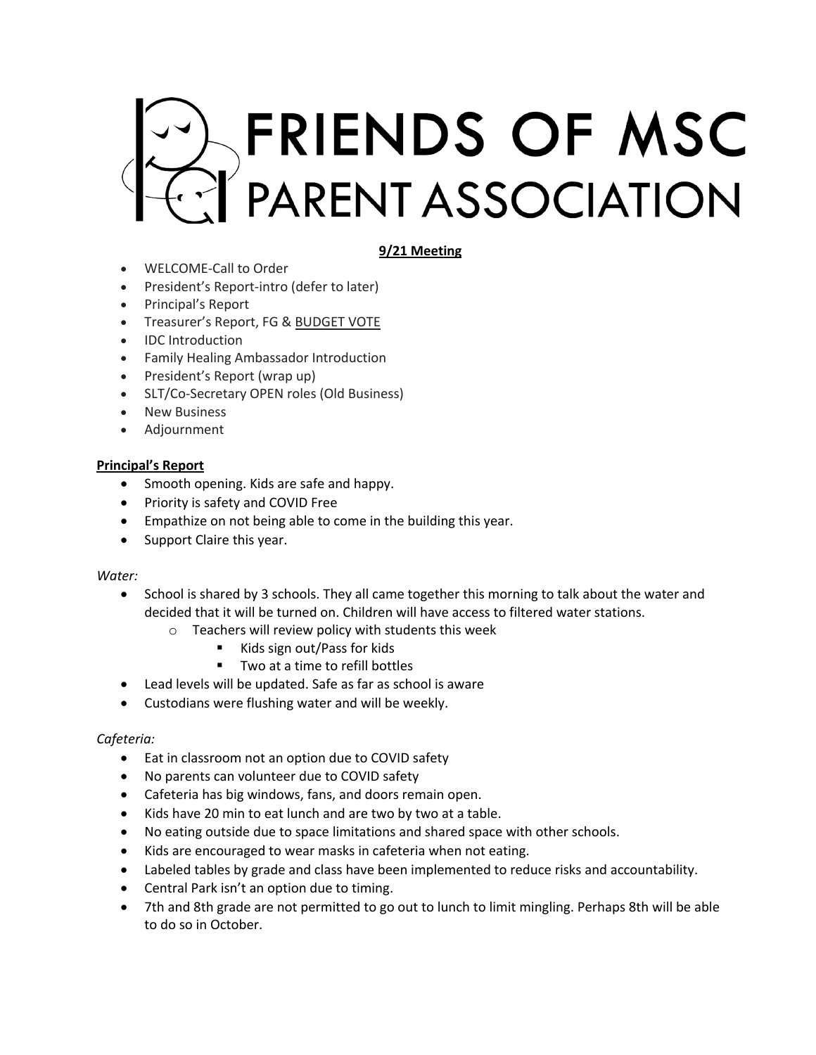# FRIENDS OF MSC PARENT ASSOCIATION

**9/21 Meeting**

- WELCOME-Call to Order
- President's Report-intro (defer to later)
- Principal's Report
- Treasurer's Report, FG & BUDGET VOTE
- IDC Introduction
- Family Healing Ambassador Introduction
- President's Report (wrap up)
- SLT/Co-Secretary OPEN roles (Old Business)
- New Business
- Adjournment

**Principal's Report**

- Smooth opening. Kids are safe and happy.
- Priority is safety and COVID Free
- Empathize on not being able to come in the building this year.
- Support Claire this year.

*Water:*

- School is shared by 3 schools. They all came together this morning to talk about the water and decided that it will be turned on. Children will have access to filtered water stations.
  - Teachers will review policy with students this week
    - Kids sign out/Pass for kids
    - Two at a time to refill bottles
- Lead levels will be updated. Safe as far as school is aware
- Custodians were flushing water and will be weekly.

*Cafeteria:*

- Eat in classroom not an option due to COVID safety
- No parents can volunteer due to COVID safety
- Cafeteria has big windows, fans, and doors remain open.
- Kids have 20 min to eat lunch and are two by two at a table.
- No eating outside due to space limitations and shared space with other schools.
- Kids are encouraged to wear masks in cafeteria when not eating.
- Labeled tables by grade and class have been implemented to reduce risks and accountability.
- Central Park isn't an option due to timing.
- 7th and 8th grade are not permitted to go out to lunch to limit mingling. Perhaps 8th will be able to do so in October.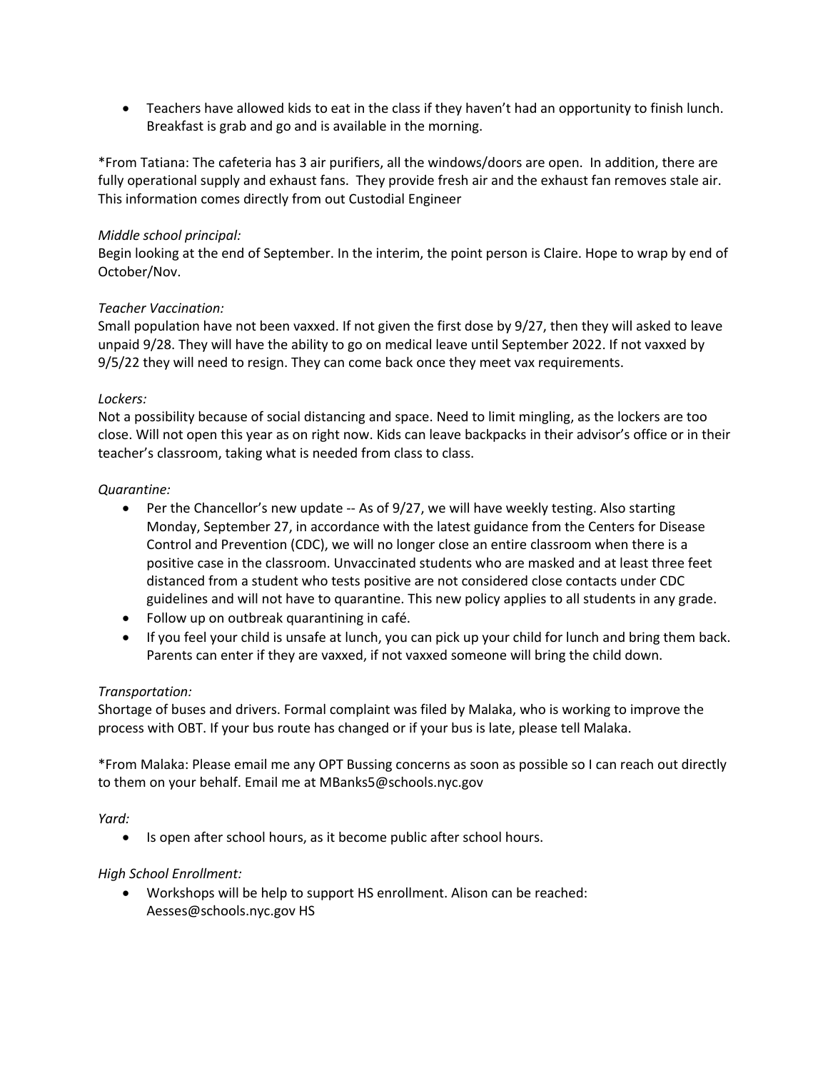- Teachers have allowed kids to eat in the class if they haven't had an opportunity to finish lunch. Breakfast is grab and go and is available in the morning.

*From Tatiana: The cafeteria has 3 air purifiers, all the windows/doors are open. In addition, there are fully operational supply and exhaust fans. They provide fresh air and the exhaust fan removes stale air. This information comes directly from out Custodial Engineer

*Middle school principal:*
Begin looking at the end of September. In the interim, the point person is Claire. Hope to wrap by end of October/Nov.

*Teacher Vaccination:*
Small population have not been vaxxed. If not given the first dose by 9/27, then they will asked to leave unpaid 9/28. They will have the ability to go on medical leave until September 2022. If not vaxxed by 9/5/22 they will need to resign. They can come back once they meet vax requirements.

*Lockers:*
Not a possibility because of social distancing and space. Need to limit mingling, as the lockers are too close. Will not open this year as on right now. Kids can leave backpacks in their advisor's office or in their teacher's classroom, taking what is needed from class to class.

*Quarantine:*
- Per the Chancellor's new update -- As of 9/27, we will have weekly testing. Also starting Monday, September 27, in accordance with the latest guidance from the Centers for Disease Control and Prevention (CDC), we will no longer close an entire classroom when there is a positive case in the classroom. Unvaccinated students who are masked and at least three feet distanced from a student who tests positive are not considered close contacts under CDC guidelines and will not have to quarantine. This new policy applies to all students in any grade.
- Follow up on outbreak quarantining in café.
- If you feel your child is unsafe at lunch, you can pick up your child for lunch and bring them back. Parents can enter if they are vaxxed, if not vaxxed someone will bring the child down.

*Transportation:*
Shortage of buses and drivers. Formal complaint was filed by Malaka, who is working to improve the process with OBT. If your bus route has changed or if your bus is late, please tell Malaka.

*From Malaka: Please email me any OPT Bussing concerns as soon as possible so I can reach out directly to them on your behalf. Email me at MBanks5@schools.nyc.gov

*Yard:*
- Is open after school hours, as it become public after school hours.

*High School Enrollment:*
- Workshops will be help to support HS enrollment. Alison can be reached: Aesses@schools.nyc.gov HS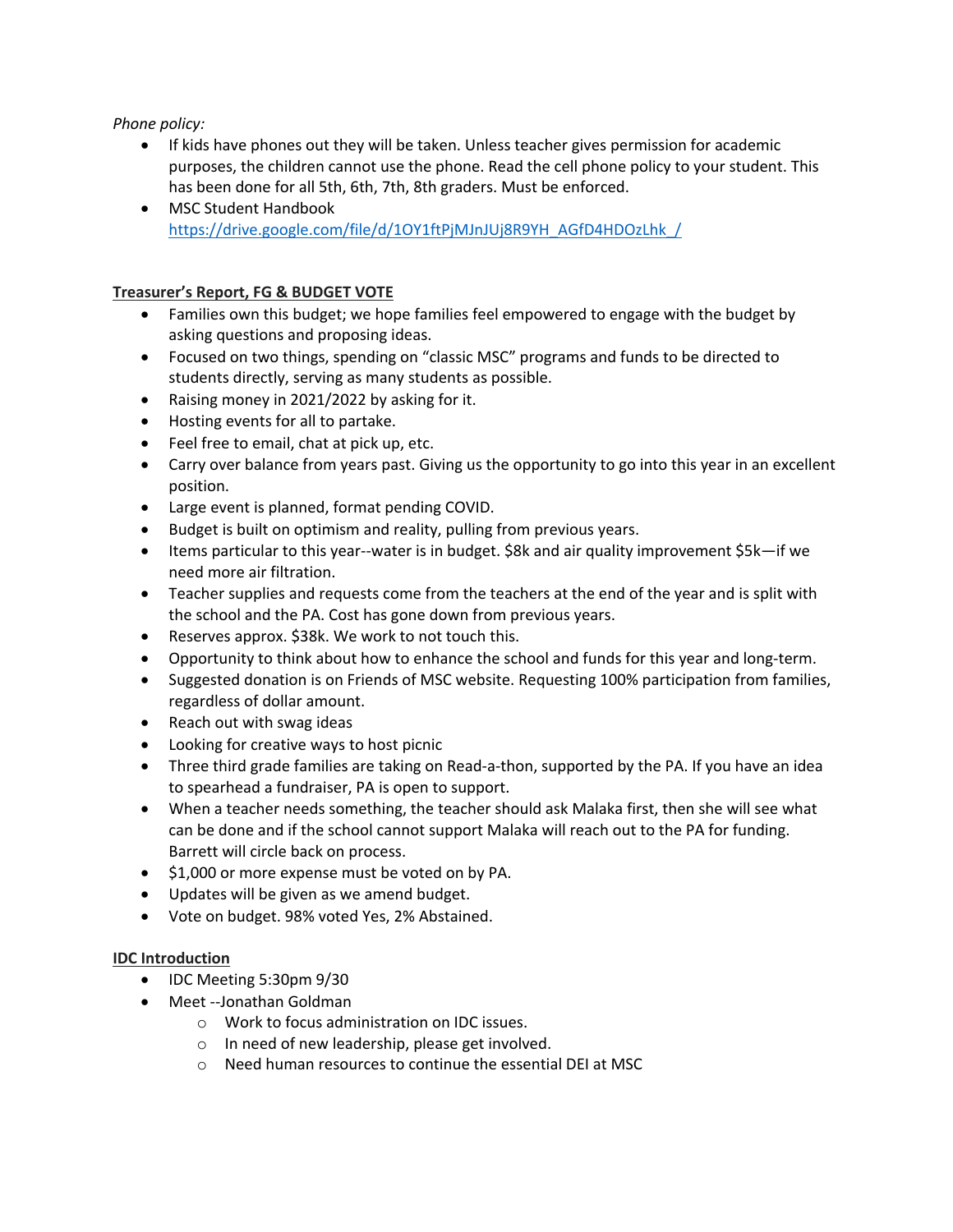*Phone policy:*

- If kids have phones out they will be taken. Unless teacher gives permission for academic purposes, the children cannot use the phone. Read the cell phone policy to your student. This has been done for all 5th, 6th, 7th, 8th graders. Must be enforced.
- MSC Student Handbook https://drive.google.com/file/d/1OY1ftPjMJnJUj8R9YH_AGfD4HDOzLhk_/

**Treasurer's Report, FG & BUDGET VOTE**

- Families own this budget; we hope families feel empowered to engage with the budget by asking questions and proposing ideas.
- Focused on two things, spending on "classic MSC" programs and funds to be directed to students directly, serving as many students as possible.
- Raising money in 2021/2022 by asking for it.
- Hosting events for all to partake.
- Feel free to email, chat at pick up, etc.
- Carry over balance from years past. Giving us the opportunity to go into this year in an excellent position.
- Large event is planned, format pending COVID.
- Budget is built on optimism and reality, pulling from previous years.
- Items particular to this year--water is in budget. $8k and air quality improvement $5k—if we need more air filtration.
- Teacher supplies and requests come from the teachers at the end of the year and is split with the school and the PA. Cost has gone down from previous years.
- Reserves approx. $38k. We work to not touch this.
- Opportunity to think about how to enhance the school and funds for this year and long-term.
- Suggested donation is on Friends of MSC website. Requesting 100% participation from families, regardless of dollar amount.
- Reach out with swag ideas
- Looking for creative ways to host picnic
- Three third grade families are taking on Read-a-thon, supported by the PA. If you have an idea to spearhead a fundraiser, PA is open to support.
- When a teacher needs something, the teacher should ask Malaka first, then she will see what can be done and if the school cannot support Malaka will reach out to the PA for funding. Barrett will circle back on process.
- $1,000 or more expense must be voted on by PA.
- Updates will be given as we amend budget.
- Vote on budget. 98% voted Yes, 2% Abstained.

**IDC Introduction**

- IDC Meeting 5:30pm 9/30
- Meet --Jonathan Goldman
  - Work to focus administration on IDC issues.
  - In need of new leadership, please get involved.
  - Need human resources to continue the essential DEI at MSC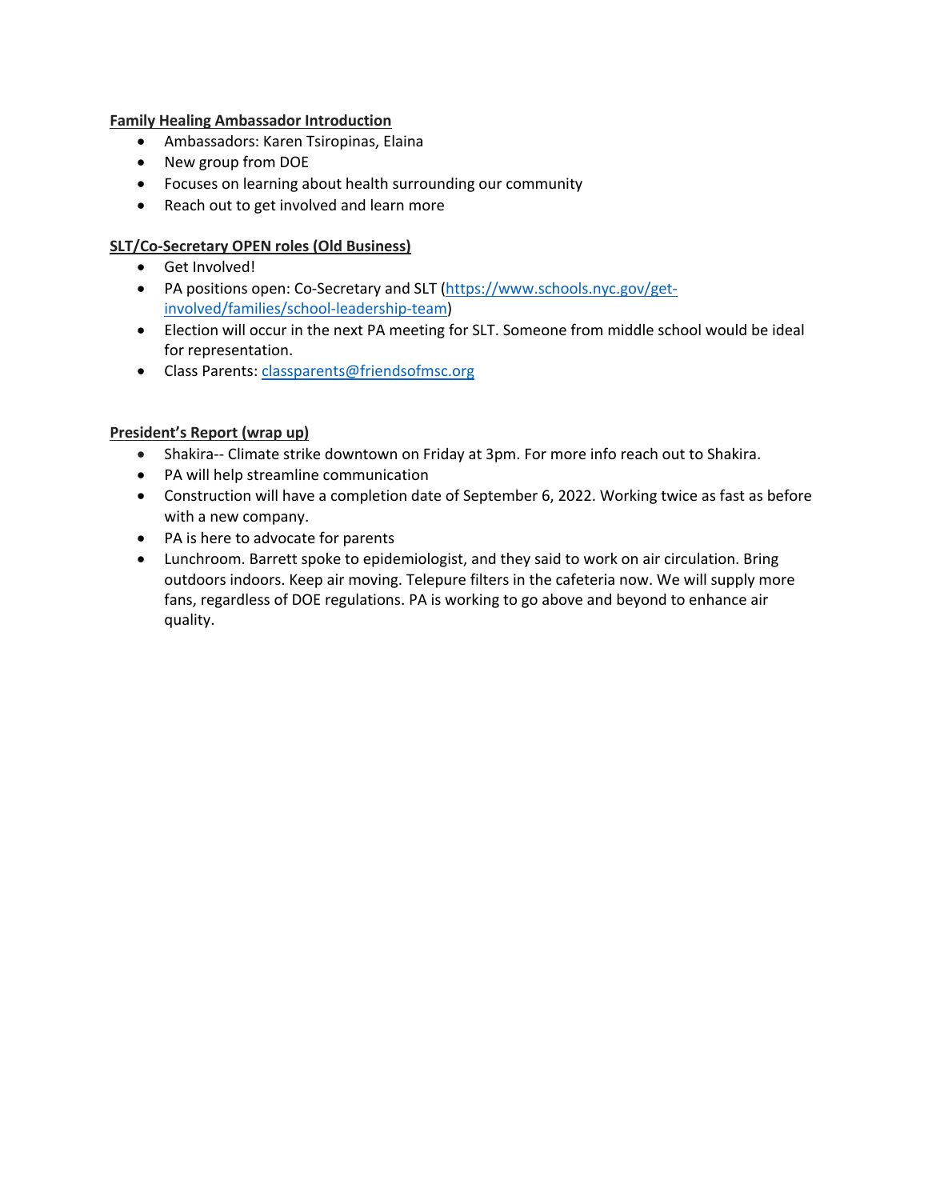**Family Healing Ambassador Introduction**

- Ambassadors: Karen Tsiropinas, Elaina
- New group from DOE
- Focuses on learning about health surrounding our community
- Reach out to get involved and learn more

**SLT/Co-Secretary OPEN roles (Old Business)**

- Get Involved!
- PA positions open: Co-Secretary and SLT (https://www.schools.nyc.gov/get-involved/families/school-leadership-team)
- Election will occur in the next PA meeting for SLT. Someone from middle school would be ideal for representation.
- Class Parents: classparents@friendsofmsc.org

**President's Report (wrap up)**

- Shakira-- Climate strike downtown on Friday at 3pm. For more info reach out to Shakira.
- PA will help streamline communication
- Construction will have a completion date of September 6, 2022. Working twice as fast as before with a new company.
- PA is here to advocate for parents
- Lunchroom. Barrett spoke to epidemiologist, and they said to work on air circulation. Bring outdoors indoors. Keep air moving. Telepure filters in the cafeteria now. We will supply more fans, regardless of DOE regulations. PA is working to go above and beyond to enhance air quality.